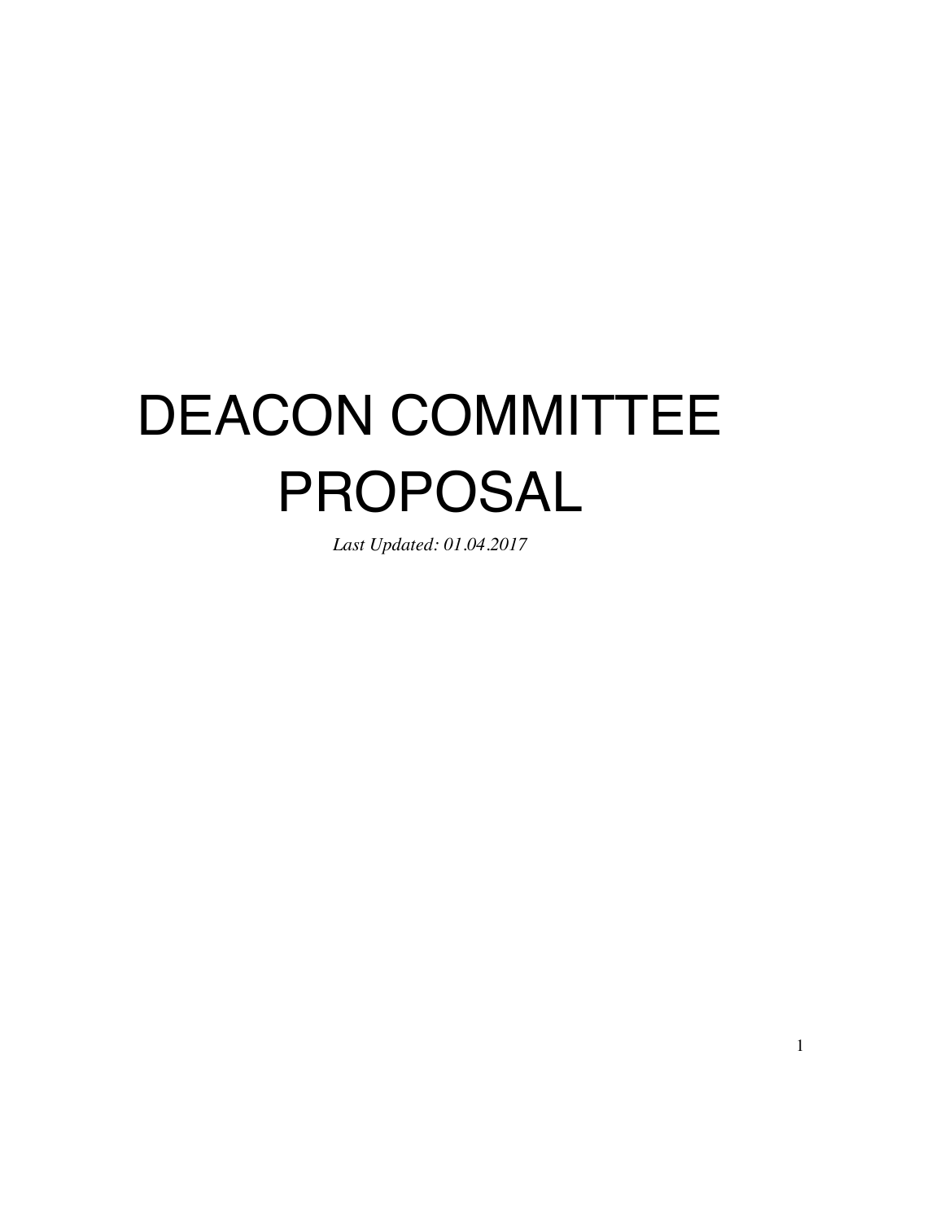# DEACON COMMITTEE PROPOSAL

*Last Updated: 01.04.2017*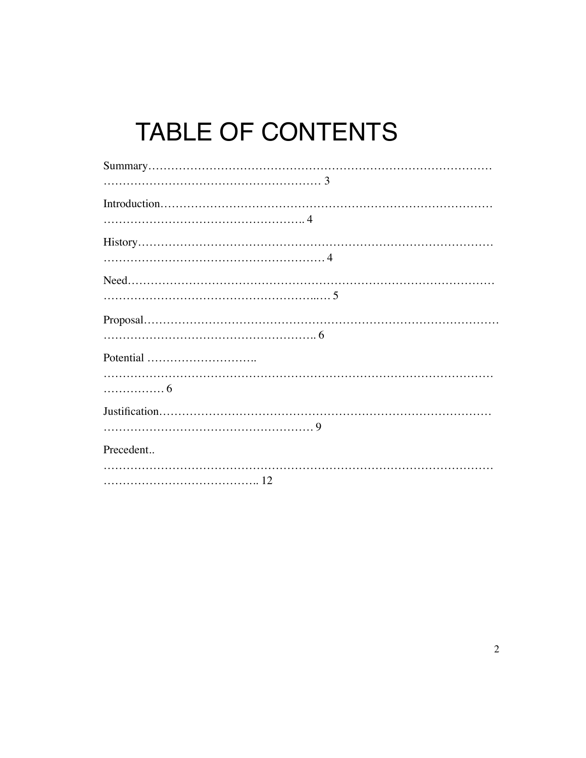# TABLE OF CONTENTS

Summary…………………………………………………………………………………………… 3

Introduction………………………………………………………………………………………. 4

History…………………………………………………………………………………………… 4

Need……………………………………………………………………………………………… 5

Proposal………………………………………………………………………………………….. 6

Potential ………………………………………………………………………………………… 6

Justification……………………………………………………………………………………… 9

Precedent……………………………………………………………………………………….. 12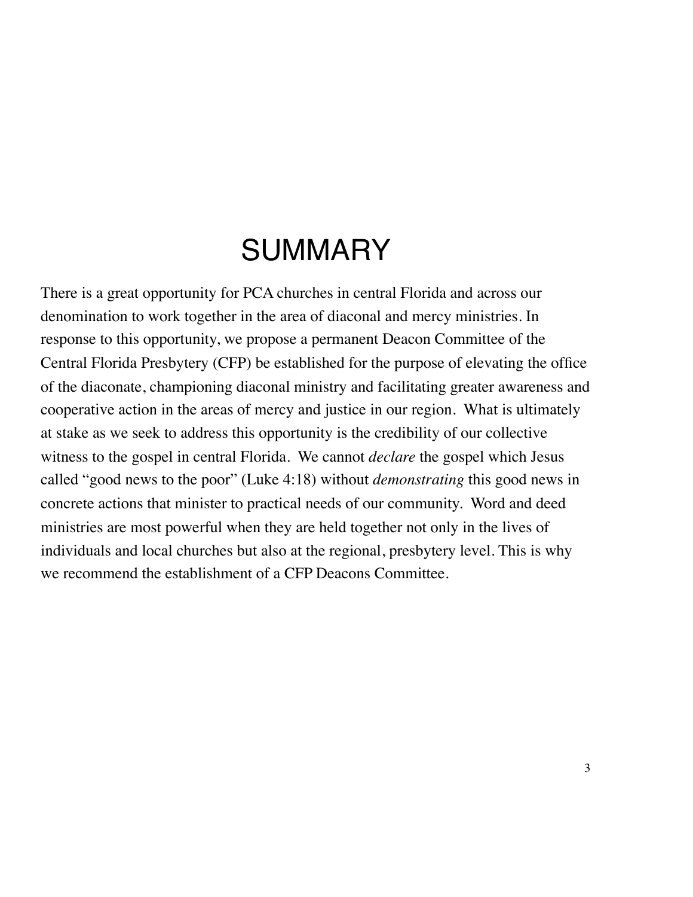# SUMMARY

There is a great opportunity for PCA churches in central Florida and across our denomination to work together in the area of diaconal and mercy ministries. In response to this opportunity, we propose a permanent Deacon Committee of the Central Florida Presbytery (CFP) be established for the purpose of elevating the office of the diaconate, championing diaconal ministry and facilitating greater awareness and cooperative action in the areas of mercy and justice in our region. What is ultimately at stake as we seek to address this opportunity is the credibility of our collective witness to the gospel in central Florida. We cannot *declare* the gospel which Jesus called "good news to the poor" (Luke 4:18) without *demonstrating* this good news in concrete actions that minister to practical needs of our community. Word and deed ministries are most powerful when they are held together not only in the lives of individuals and local churches but also at the regional, presbytery level. This is why we recommend the establishment of a CFP Deacons Committee.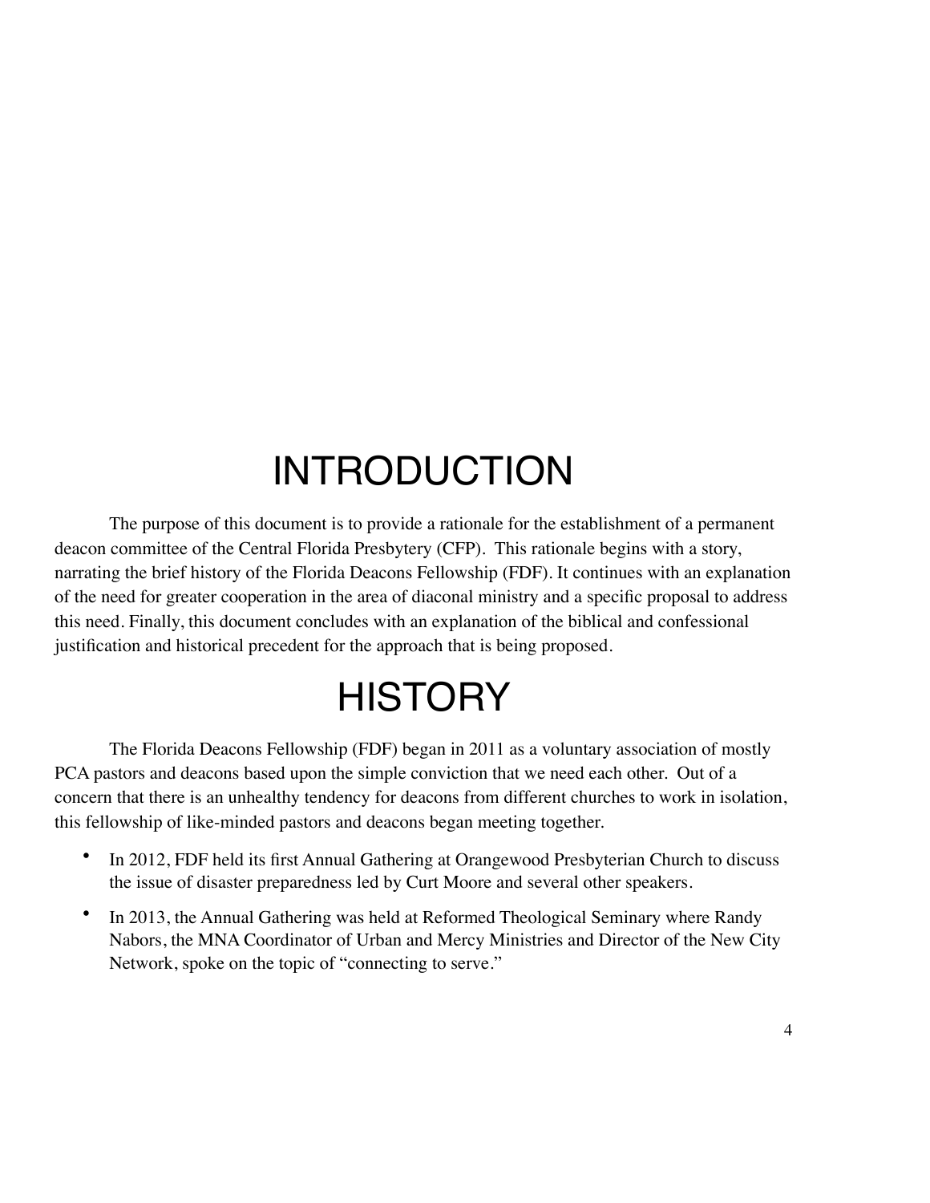# INTRODUCTION

The purpose of this document is to provide a rationale for the establishment of a permanent deacon committee of the Central Florida Presbytery (CFP). This rationale begins with a story, narrating the brief history of the Florida Deacons Fellowship (FDF). It continues with an explanation of the need for greater cooperation in the area of diaconal ministry and a specific proposal to address this need. Finally, this document concludes with an explanation of the biblical and confessional justification and historical precedent for the approach that is being proposed.

# HISTORY

The Florida Deacons Fellowship (FDF) began in 2011 as a voluntary association of mostly PCA pastors and deacons based upon the simple conviction that we need each other. Out of a concern that there is an unhealthy tendency for deacons from different churches to work in isolation, this fellowship of like-minded pastors and deacons began meeting together.

- In 2012, FDF held its first Annual Gathering at Orangewood Presbyterian Church to discuss the issue of disaster preparedness led by Curt Moore and several other speakers.
- In 2013, the Annual Gathering was held at Reformed Theological Seminary where Randy Nabors, the MNA Coordinator of Urban and Mercy Ministries and Director of the New City Network, spoke on the topic of "connecting to serve."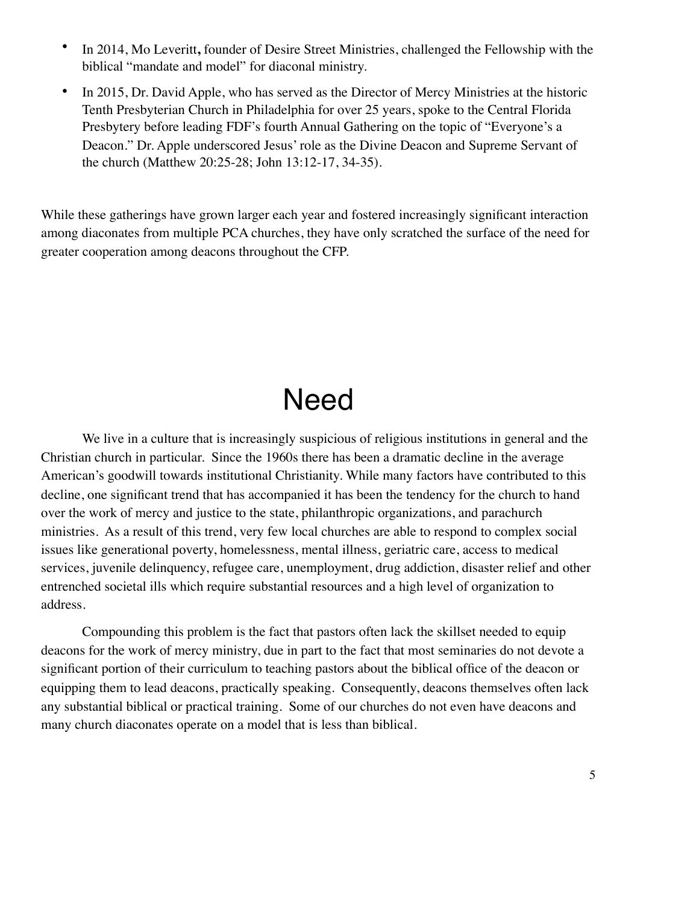- In 2014, Mo Leveritt**,** founder of Desire Street Ministries, challenged the Fellowship with the biblical "mandate and model" for diaconal ministry.
- In 2015, Dr. David Apple, who has served as the Director of Mercy Ministries at the historic Tenth Presbyterian Church in Philadelphia for over 25 years, spoke to the Central Florida Presbytery before leading FDF's fourth Annual Gathering on the topic of "Everyone's a Deacon." Dr. Apple underscored Jesus' role as the Divine Deacon and Supreme Servant of the church (Matthew 20:25-28; John 13:12-17, 34-35).

While these gatherings have grown larger each year and fostered increasingly significant interaction among diaconates from multiple PCA churches, they have only scratched the surface of the need for greater cooperation among deacons throughout the CFP.

# Need

We live in a culture that is increasingly suspicious of religious institutions in general and the Christian church in particular. Since the 1960s there has been a dramatic decline in the average American's goodwill towards institutional Christianity. While many factors have contributed to this decline, one significant trend that has accompanied it has been the tendency for the church to hand over the work of mercy and justice to the state, philanthropic organizations, and parachurch ministries. As a result of this trend, very few local churches are able to respond to complex social issues like generational poverty, homelessness, mental illness, geriatric care, access to medical services, juvenile delinquency, refugee care, unemployment, drug addiction, disaster relief and other entrenched societal ills which require substantial resources and a high level of organization to address.

Compounding this problem is the fact that pastors often lack the skillset needed to equip deacons for the work of mercy ministry, due in part to the fact that most seminaries do not devote a significant portion of their curriculum to teaching pastors about the biblical office of the deacon or equipping them to lead deacons, practically speaking. Consequently, deacons themselves often lack any substantial biblical or practical training. Some of our churches do not even have deacons and many church diaconates operate on a model that is less than biblical.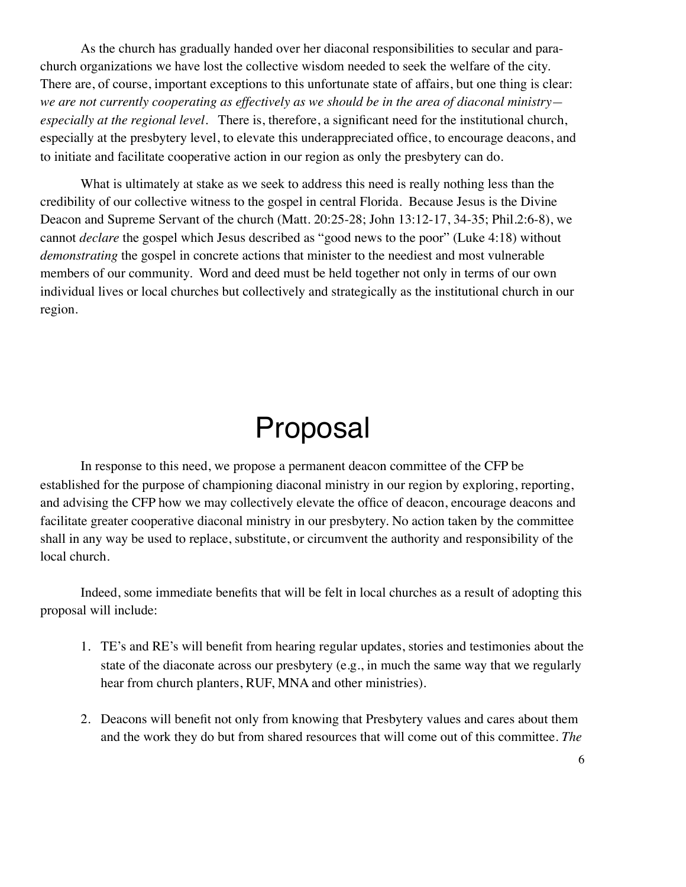As the church has gradually handed over her diaconal responsibilities to secular and para-church organizations we have lost the collective wisdom needed to seek the welfare of the city. There are, of course, important exceptions to this unfortunate state of affairs, but one thing is clear: *we are not currently cooperating as effectively as we should be in the area of diaconal ministry—especially at the regional level.* There is, therefore, a significant need for the institutional church, especially at the presbytery level, to elevate this underappreciated office, to encourage deacons, and to initiate and facilitate cooperative action in our region as only the presbytery can do.

What is ultimately at stake as we seek to address this need is really nothing less than the credibility of our collective witness to the gospel in central Florida. Because Jesus is the Divine Deacon and Supreme Servant of the church (Matt. 20:25-28; John 13:12-17, 34-35; Phil.2:6-8), we cannot *declare* the gospel which Jesus described as "good news to the poor" (Luke 4:18) without *demonstrating* the gospel in concrete actions that minister to the neediest and most vulnerable members of our community. Word and deed must be held together not only in terms of our own individual lives or local churches but collectively and strategically as the institutional church in our region.

# Proposal

In response to this need, we propose a permanent deacon committee of the CFP be established for the purpose of championing diaconal ministry in our region by exploring, reporting, and advising the CFP how we may collectively elevate the office of deacon, encourage deacons and facilitate greater cooperative diaconal ministry in our presbytery. No action taken by the committee shall in any way be used to replace, substitute, or circumvent the authority and responsibility of the local church.

Indeed, some immediate benefits that will be felt in local churches as a result of adopting this proposal will include:

1. TE's and RE's will benefit from hearing regular updates, stories and testimonies about the state of the diaconate across our presbytery (e.g., in much the same way that we regularly hear from church planters, RUF, MNA and other ministries).

2. Deacons will benefit not only from knowing that Presbytery values and cares about them and the work they do but from shared resources that will come out of this committee. *The*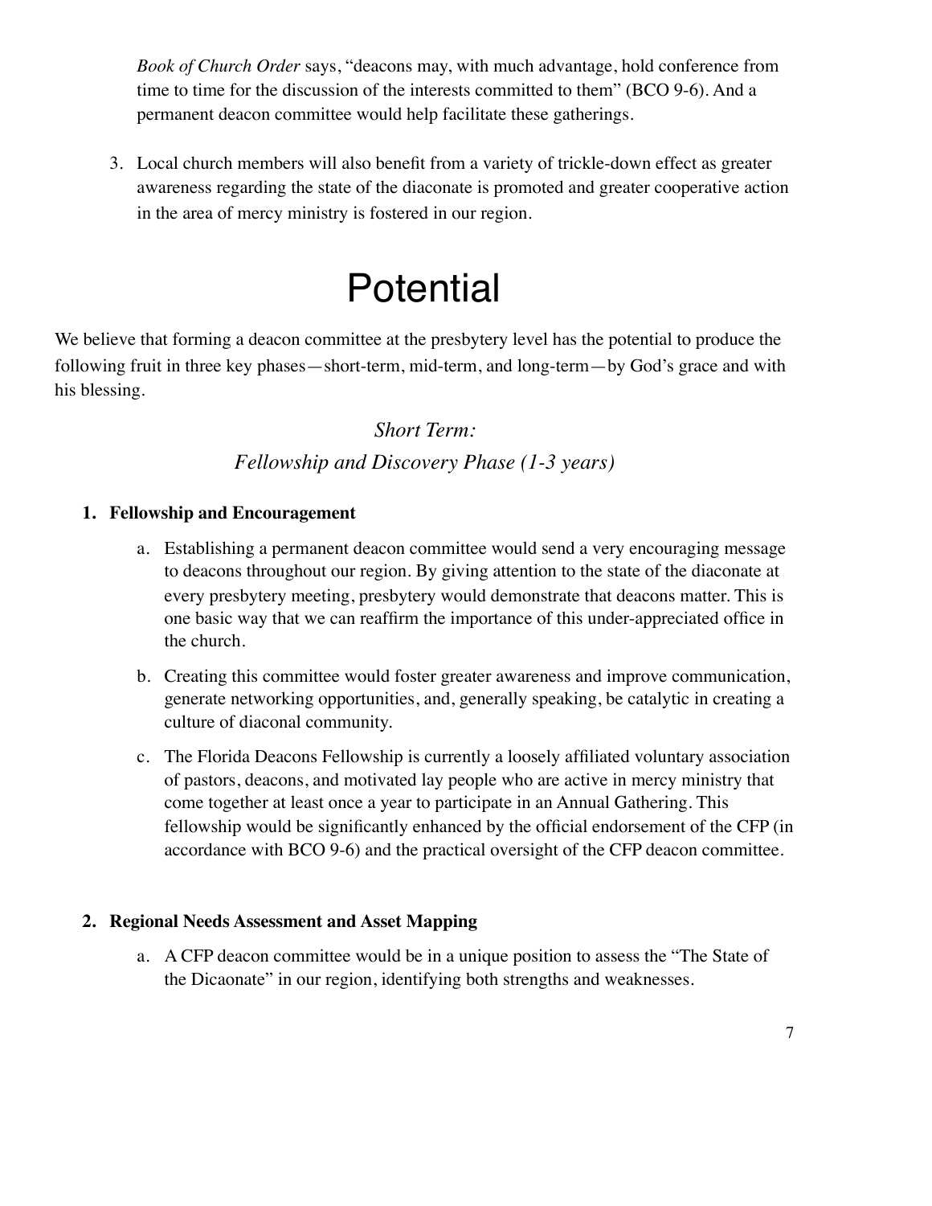*Book of Church Order* says, "deacons may, with much advantage, hold conference from time to time for the discussion of the interests committed to them" (BCO 9-6). And a permanent deacon committee would help facilitate these gatherings.

3. Local church members will also benefit from a variety of trickle-down effect as greater awareness regarding the state of the diaconate is promoted and greater cooperative action in the area of mercy ministry is fostered in our region.

# Potential

We believe that forming a deacon committee at the presbytery level has the potential to produce the following fruit in three key phases—short-term, mid-term, and long-term—by God's grace and with his blessing.

### *Short Term:*
### *Fellowship and Discovery Phase (1-3 years)*

1. **Fellowship and Encouragement**
   a. Establishing a permanent deacon committee would send a very encouraging message to deacons throughout our region. By giving attention to the state of the diaconate at every presbytery meeting, presbytery would demonstrate that deacons matter. This is one basic way that we can reaffirm the importance of this under-appreciated office in the church.
   b. Creating this committee would foster greater awareness and improve communication, generate networking opportunities, and, generally speaking, be catalytic in creating a culture of diaconal community.
   c. The Florida Deacons Fellowship is currently a loosely affiliated voluntary association of pastors, deacons, and motivated lay people who are active in mercy ministry that come together at least once a year to participate in an Annual Gathering. This fellowship would be significantly enhanced by the official endorsement of the CFP (in accordance with BCO 9-6) and the practical oversight of the CFP deacon committee.

2. **Regional Needs Assessment and Asset Mapping**
   a. A CFP deacon committee would be in a unique position to assess the "The State of the Dicaonate" in our region, identifying both strengths and weaknesses.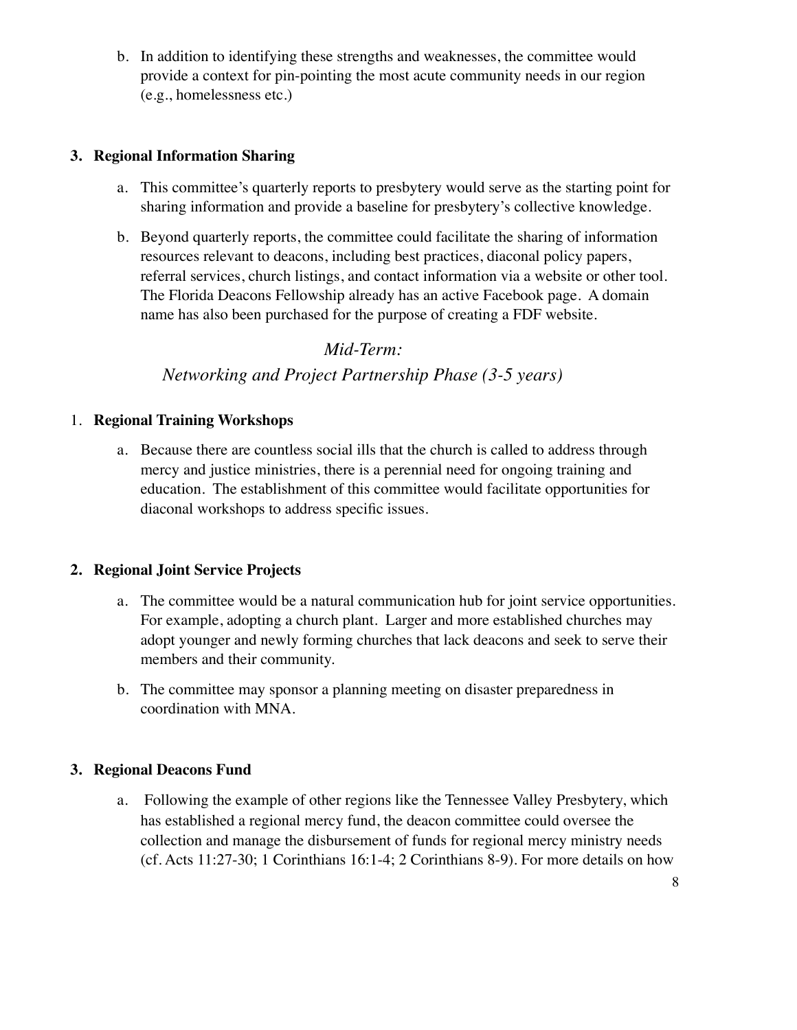b. In addition to identifying these strengths and weaknesses, the committee would provide a context for pin-pointing the most acute community needs in our region (e.g., homelessness etc.)

**3. Regional Information Sharing**

a. This committee's quarterly reports to presbytery would serve as the starting point for sharing information and provide a baseline for presbytery's collective knowledge.

b. Beyond quarterly reports, the committee could facilitate the sharing of information resources relevant to deacons, including best practices, diaconal policy papers, referral services, church listings, and contact information via a website or other tool. The Florida Deacons Fellowship already has an active Facebook page. A domain name has also been purchased for the purpose of creating a FDF website.

*Mid-Term:*

*Networking and Project Partnership Phase (3-5 years)*

1. **Regional Training Workshops**

a. Because there are countless social ills that the church is called to address through mercy and justice ministries, there is a perennial need for ongoing training and education. The establishment of this committee would facilitate opportunities for diaconal workshops to address specific issues.

**2. Regional Joint Service Projects**

a. The committee would be a natural communication hub for joint service opportunities. For example, adopting a church plant. Larger and more established churches may adopt younger and newly forming churches that lack deacons and seek to serve their members and their community.

b. The committee may sponsor a planning meeting on disaster preparedness in coordination with MNA.

**3. Regional Deacons Fund**

a. Following the example of other regions like the Tennessee Valley Presbytery, which has established a regional mercy fund, the deacon committee could oversee the collection and manage the disbursement of funds for regional mercy ministry needs (cf. Acts 11:27-30; 1 Corinthians 16:1-4; 2 Corinthians 8-9). For more details on how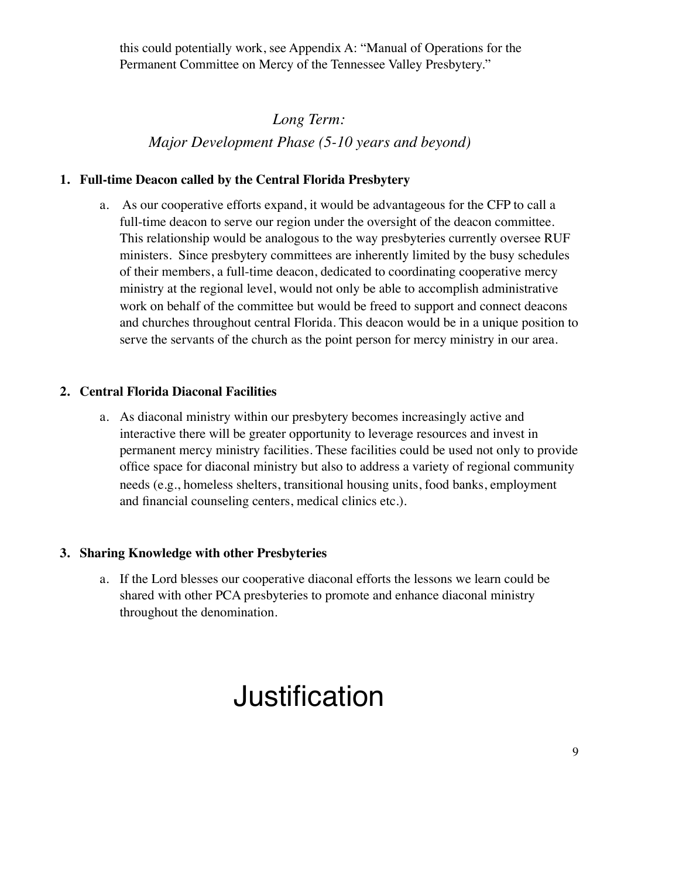this could potentially work, see Appendix A: "Manual of Operations for the Permanent Committee on Mercy of the Tennessee Valley Presbytery."

*Long Term:*
*Major Development Phase (5-10 years and beyond)*

1. **Full-time Deacon called by the Central Florida Presbytery**
   a. As our cooperative efforts expand, it would be advantageous for the CFP to call a full-time deacon to serve our region under the oversight of the deacon committee. This relationship would be analogous to the way presbyteries currently oversee RUF ministers. Since presbytery committees are inherently limited by the busy schedules of their members, a full-time deacon, dedicated to coordinating cooperative mercy ministry at the regional level, would not only be able to accomplish administrative work on behalf of the committee but would be freed to support and connect deacons and churches throughout central Florida. This deacon would be in a unique position to serve the servants of the church as the point person for mercy ministry in our area.

2. **Central Florida Diaconal Facilities**
   a. As diaconal ministry within our presbytery becomes increasingly active and interactive there will be greater opportunity to leverage resources and invest in permanent mercy ministry facilities. These facilities could be used not only to provide office space for diaconal ministry but also to address a variety of regional community needs (e.g., homeless shelters, transitional housing units, food banks, employment and financial counseling centers, medical clinics etc.).

3. **Sharing Knowledge with other Presbyteries**
   a. If the Lord blesses our cooperative diaconal efforts the lessons we learn could be shared with other PCA presbyteries to promote and enhance diaconal ministry throughout the denomination.

# Justification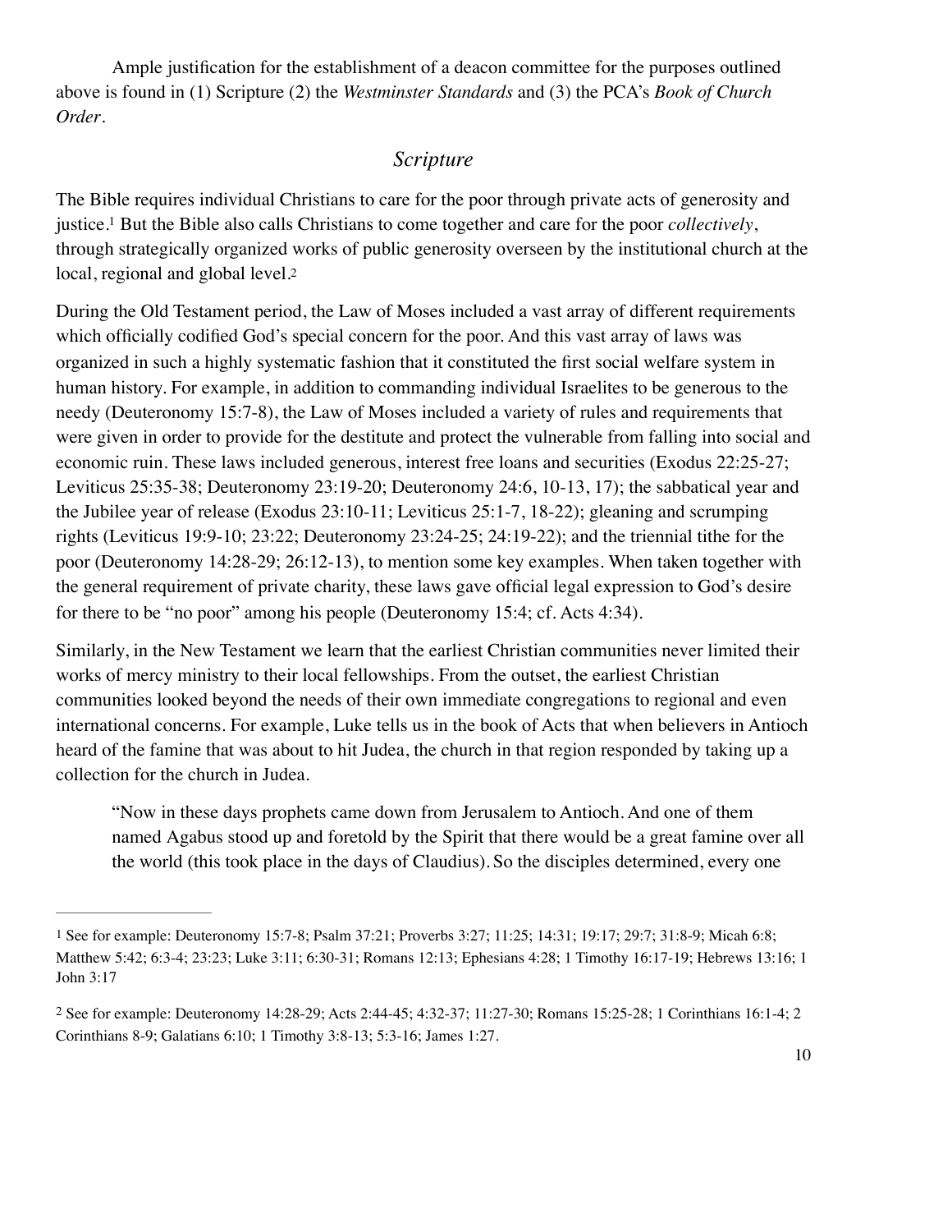Ample justification for the establishment of a deacon committee for the purposes outlined above is found in (1) Scripture (2) the *Westminster Standards* and (3) the PCA's *Book of Church Order*.

## *Scripture*

The Bible requires individual Christians to care for the poor through private acts of generosity and justice.[1] But the Bible also calls Christians to come together and care for the poor *collectively*, through strategically organized works of public generosity overseen by the institutional church at the local, regional and global level.[2]

During the Old Testament period, the Law of Moses included a vast array of different requirements which officially codified God's special concern for the poor. And this vast array of laws was organized in such a highly systematic fashion that it constituted the first social welfare system in human history. For example, in addition to commanding individual Israelites to be generous to the needy (Deuteronomy 15:7-8), the Law of Moses included a variety of rules and requirements that were given in order to provide for the destitute and protect the vulnerable from falling into social and economic ruin. These laws included generous, interest free loans and securities (Exodus 22:25-27; Leviticus 25:35-38; Deuteronomy 23:19-20; Deuteronomy 24:6, 10-13, 17); the sabbatical year and the Jubilee year of release (Exodus 23:10-11; Leviticus 25:1-7, 18-22); gleaning and scrumping rights (Leviticus 19:9-10; 23:22; Deuteronomy 23:24-25; 24:19-22); and the triennial tithe for the poor (Deuteronomy 14:28-29; 26:12-13), to mention some key examples. When taken together with the general requirement of private charity, these laws gave official legal expression to God's desire for there to be "no poor" among his people (Deuteronomy 15:4; cf. Acts 4:34).

Similarly, in the New Testament we learn that the earliest Christian communities never limited their works of mercy ministry to their local fellowships. From the outset, the earliest Christian communities looked beyond the needs of their own immediate congregations to regional and even international concerns. For example, Luke tells us in the book of Acts that when believers in Antioch heard of the famine that was about to hit Judea, the church in that region responded by taking up a collection for the church in Judea.

> "Now in these days prophets came down from Jerusalem to Antioch. And one of them named Agabus stood up and foretold by the Spirit that there would be a great famine over all the world (this took place in the days of Claudius). So the disciples determined, every one

---

[1] See for example: Deuteronomy 15:7-8; Psalm 37:21; Proverbs 3:27; 11:25; 14:31; 19:17; 29:7; 31:8-9; Micah 6:8; Matthew 5:42; 6:3-4; 23:23; Luke 3:11; 6:30-31; Romans 12:13; Ephesians 4:28; 1 Timothy 16:17-19; Hebrews 13:16; 1 John 3:17

[2] See for example: Deuteronomy 14:28-29; Acts 2:44-45; 4:32-37; 11:27-30; Romans 15:25-28; 1 Corinthians 16:1-4; 2 Corinthians 8-9; Galatians 6:10; 1 Timothy 3:8-13; 5:3-16; James 1:27.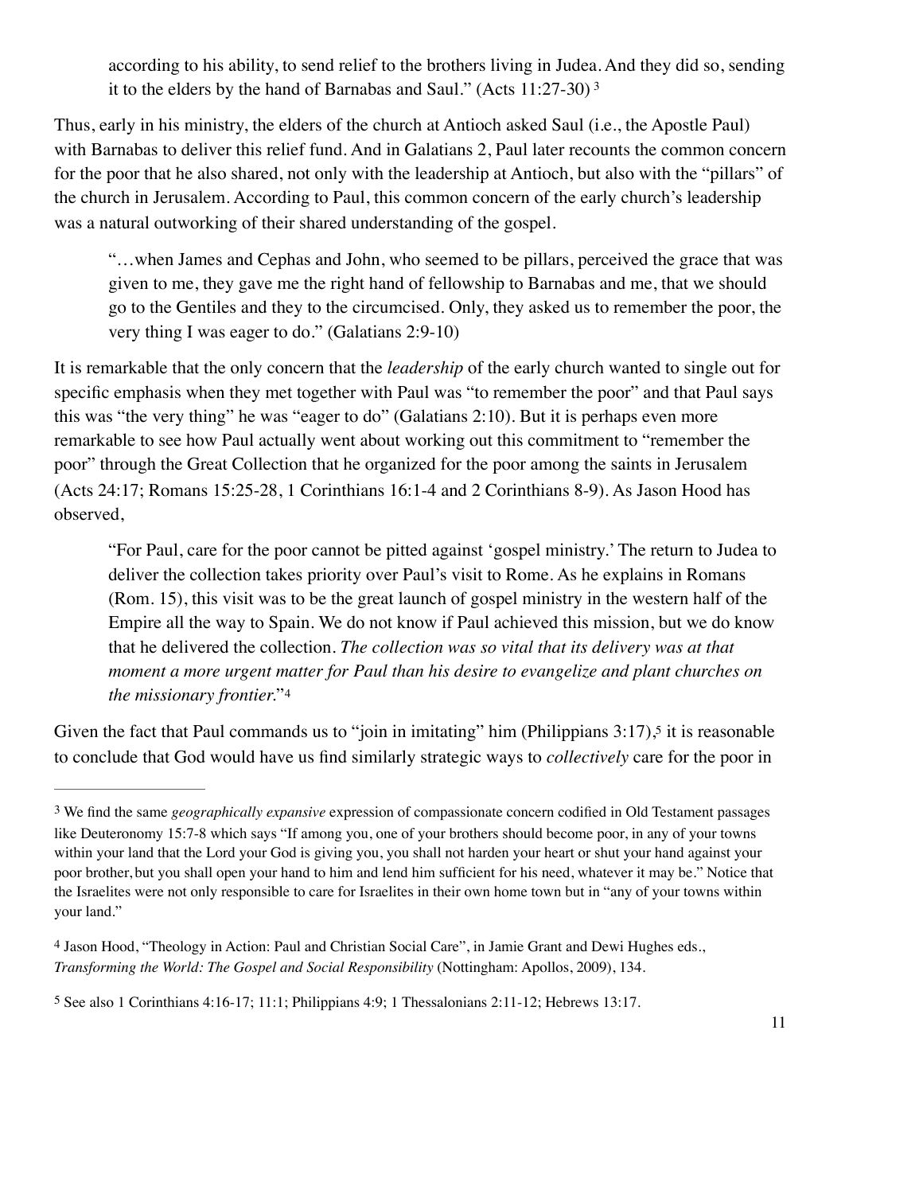> according to his ability, to send relief to the brothers living in Judea. And they did so, sending it to the elders by the hand of Barnabas and Saul." (Acts 11:27-30) [3]

Thus, early in his ministry, the elders of the church at Antioch asked Saul (i.e., the Apostle Paul) with Barnabas to deliver this relief fund. And in Galatians 2, Paul later recounts the common concern for the poor that he also shared, not only with the leadership at Antioch, but also with the "pillars" of the church in Jerusalem. According to Paul, this common concern of the early church's leadership was a natural outworking of their shared understanding of the gospel.

> "…when James and Cephas and John, who seemed to be pillars, perceived the grace that was given to me, they gave me the right hand of fellowship to Barnabas and me, that we should go to the Gentiles and they to the circumcised. Only, they asked us to remember the poor, the very thing I was eager to do." (Galatians 2:9-10)

It is remarkable that the only concern that the *leadership* of the early church wanted to single out for specific emphasis when they met together with Paul was "to remember the poor" and that Paul says this was "the very thing" he was "eager to do" (Galatians 2:10). But it is perhaps even more remarkable to see how Paul actually went about working out this commitment to "remember the poor" through the Great Collection that he organized for the poor among the saints in Jerusalem (Acts 24:17; Romans 15:25-28, 1 Corinthians 16:1-4 and 2 Corinthians 8-9). As Jason Hood has observed,

> "For Paul, care for the poor cannot be pitted against 'gospel ministry.' The return to Judea to deliver the collection takes priority over Paul's visit to Rome. As he explains in Romans (Rom. 15), this visit was to be the great launch of gospel ministry in the western half of the Empire all the way to Spain. We do not know if Paul achieved this mission, but we do know that he delivered the collection. *The collection was so vital that its delivery was at that moment a more urgent matter for Paul than his desire to evangelize and plant churches on the missionary frontier.*"[4]

Given the fact that Paul commands us to "join in imitating" him (Philippians 3:17),[5] it is reasonable to conclude that God would have us find similarly strategic ways to *collectively* care for the poor in

---

[3] We find the same *geographically expansive* expression of compassionate concern codified in Old Testament passages like Deuteronomy 15:7-8 which says "If among you, one of your brothers should become poor, in any of your towns within your land that the Lord your God is giving you, you shall not harden your heart or shut your hand against your poor brother, but you shall open your hand to him and lend him sufficient for his need, whatever it may be." Notice that the Israelites were not only responsible to care for Israelites in their own home town but in "any of your towns within your land."

[4] Jason Hood, "Theology in Action: Paul and Christian Social Care", in Jamie Grant and Dewi Hughes eds., *Transforming the World: The Gospel and Social Responsibility* (Nottingham: Apollos, 2009), 134.

[5] See also 1 Corinthians 4:16-17; 11:1; Philippians 4:9; 1 Thessalonians 2:11-12; Hebrews 13:17.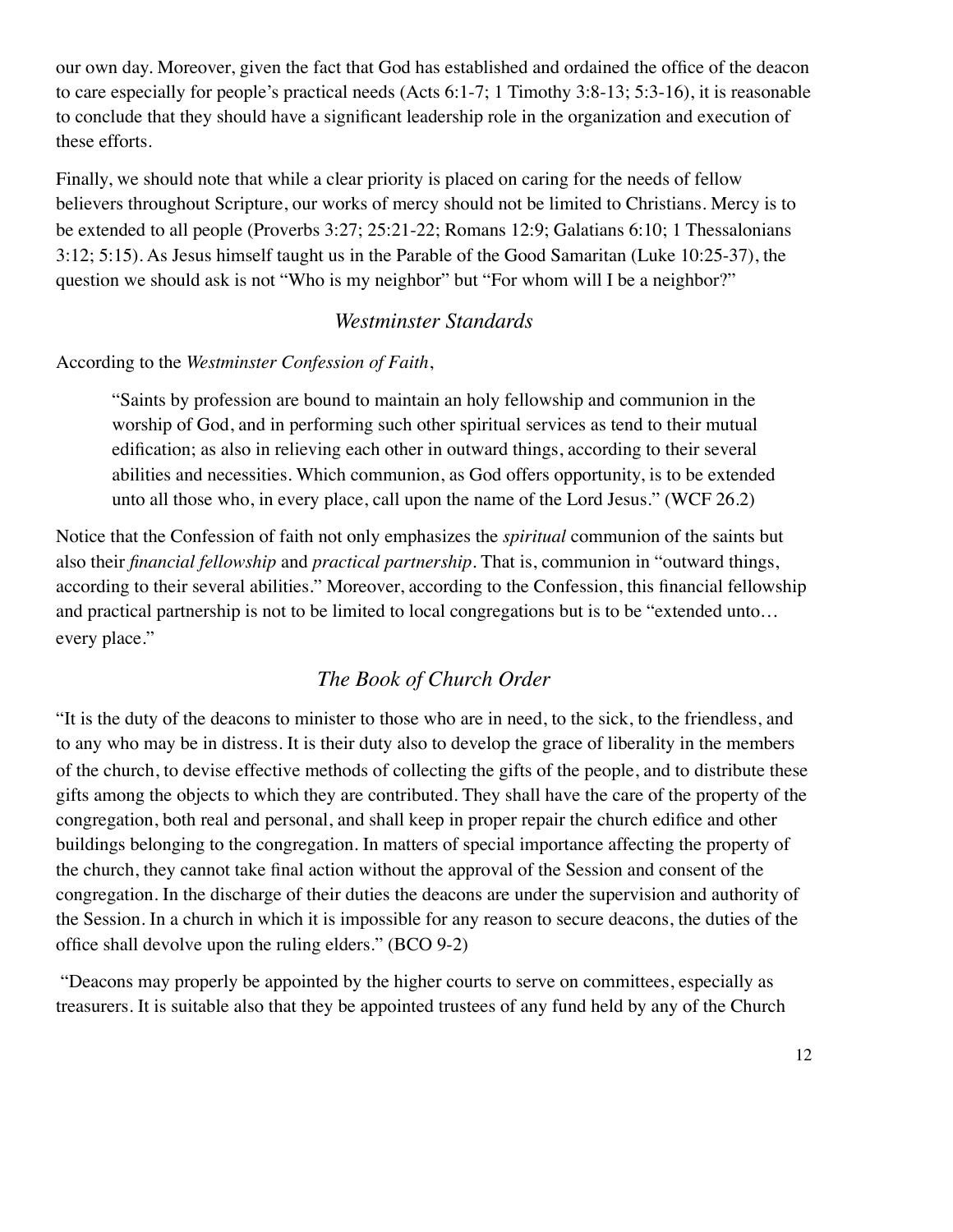our own day. Moreover, given the fact that God has established and ordained the office of the deacon to care especially for people's practical needs (Acts 6:1-7; 1 Timothy 3:8-13; 5:3-16), it is reasonable to conclude that they should have a significant leadership role in the organization and execution of these efforts.

Finally, we should note that while a clear priority is placed on caring for the needs of fellow believers throughout Scripture, our works of mercy should not be limited to Christians. Mercy is to be extended to all people (Proverbs 3:27; 25:21-22; Romans 12:9; Galatians 6:10; 1 Thessalonians 3:12; 5:15). As Jesus himself taught us in the Parable of the Good Samaritan (Luke 10:25-37), the question we should ask is not "Who is my neighbor" but "For whom will I be a neighbor?"

## *Westminster Standards*

According to the *Westminster Confession of Faith*,

> "Saints by profession are bound to maintain an holy fellowship and communion in the worship of God, and in performing such other spiritual services as tend to their mutual edification; as also in relieving each other in outward things, according to their several abilities and necessities. Which communion, as God offers opportunity, is to be extended unto all those who, in every place, call upon the name of the Lord Jesus." (WCF 26.2)

Notice that the Confession of faith not only emphasizes the *spiritual* communion of the saints but also their *financial fellowship* and *practical partnership*. That is, communion in "outward things, according to their several abilities." Moreover, according to the Confession, this financial fellowship and practical partnership is not to be limited to local congregations but is to be "extended unto… every place."

## *The Book of Church Order*

"It is the duty of the deacons to minister to those who are in need, to the sick, to the friendless, and to any who may be in distress. It is their duty also to develop the grace of liberality in the members of the church, to devise effective methods of collecting the gifts of the people, and to distribute these gifts among the objects to which they are contributed. They shall have the care of the property of the congregation, both real and personal, and shall keep in proper repair the church edifice and other buildings belonging to the congregation. In matters of special importance affecting the property of the church, they cannot take final action without the approval of the Session and consent of the congregation. In the discharge of their duties the deacons are under the supervision and authority of the Session. In a church in which it is impossible for any reason to secure deacons, the duties of the office shall devolve upon the ruling elders." (BCO 9-2)

"Deacons may properly be appointed by the higher courts to serve on committees, especially as treasurers. It is suitable also that they be appointed trustees of any fund held by any of the Church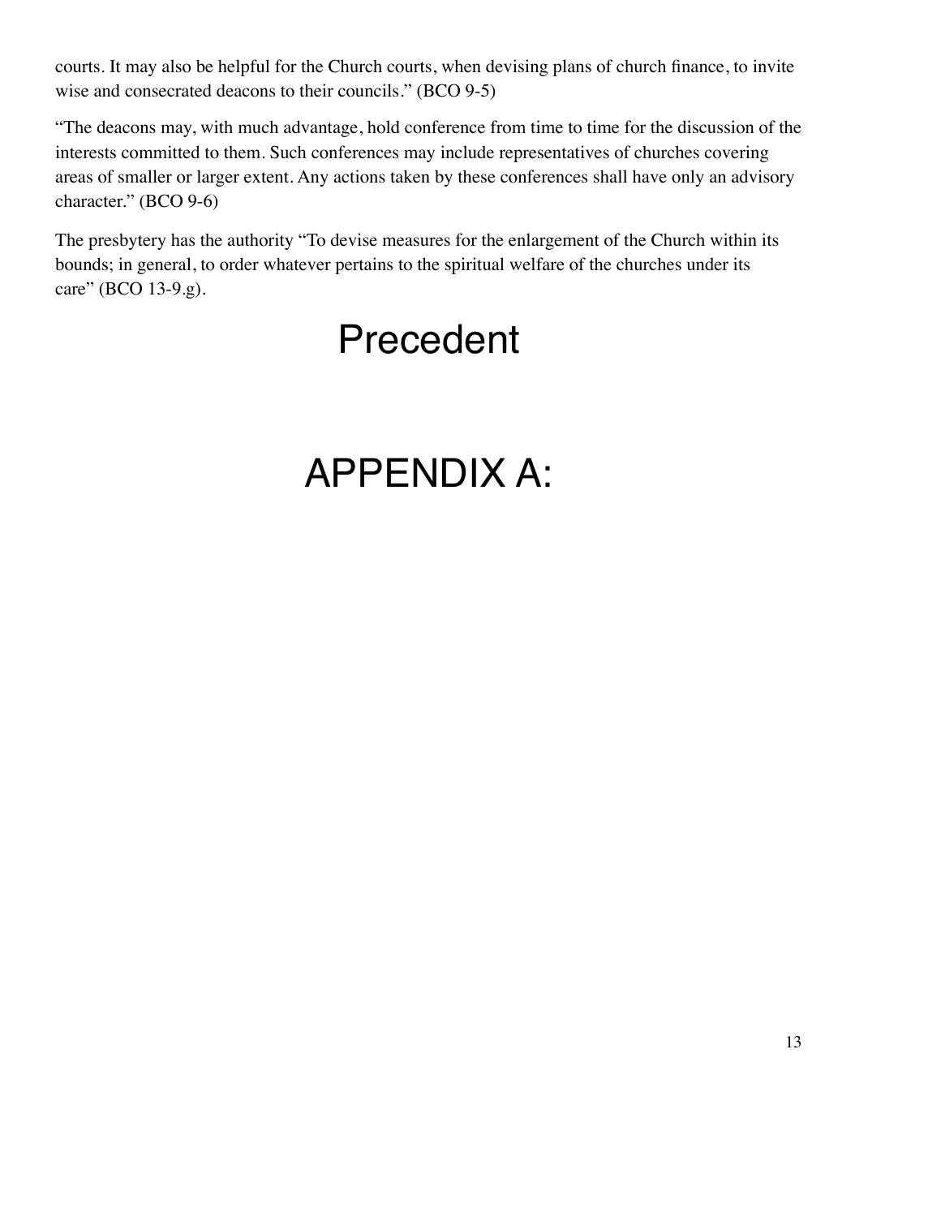courts. It may also be helpful for the Church courts, when devising plans of church finance, to invite wise and consecrated deacons to their councils." (BCO 9-5)

"The deacons may, with much advantage, hold conference from time to time for the discussion of the interests committed to them. Such conferences may include representatives of churches covering areas of smaller or larger extent. Any actions taken by these conferences shall have only an advisory character." (BCO 9-6)

The presbytery has the authority "To devise measures for the enlargement of the Church within its bounds; in general, to order whatever pertains to the spiritual welfare of the churches under its care" (BCO 13-9.g).

# Precedent

# APPENDIX A: